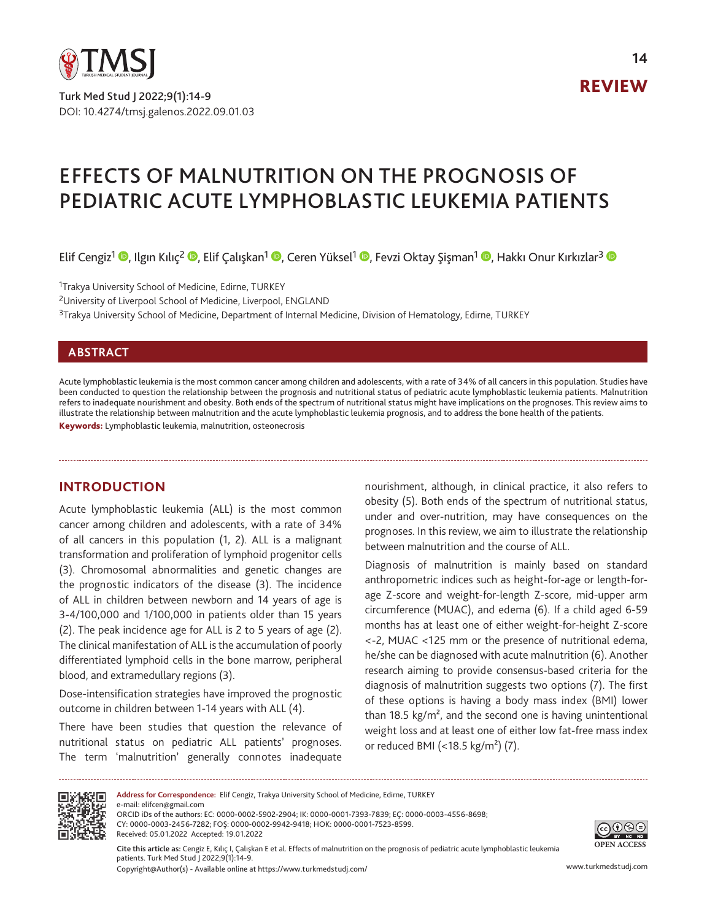# EFFECTS OF MALNUTRITION ON THE PROGNOSIS OF PEDIATRIC ACUTE LYMPHOBLASTIC LEUKEMIA PATIENTS

Elif Cengiz[1], Ilgın Kılıç[2], Elif Çalışkan[1], Ceren Yüksel[1], Fevzi Oktay Şişman[1], Hakkı Onur Kırkızlar[3]

[1]Trakya University School of Medicine, Edirne, TURKEY

[2]University of Liverpool School of Medicine, Liverpool, ENGLAND

[3]Trakya University School of Medicine, Department of Internal Medicine, Division of Hematology, Edirne, TURKEY

## ABSTRACT

Acute lymphoblastic leukemia is the most common cancer among children and adolescents, with a rate of 34% of all cancers in this population. Studies have been conducted to question the relationship between the prognosis and nutritional status of pediatric acute lymphoblastic leukemia patients. Malnutrition refers to inadequate nourishment and obesity. Both ends of the spectrum of nutritional status might have implications on the prognoses. This review aims to illustrate the relationship between malnutrition and the acute lymphoblastic leukemia prognosis, and to address the bone health of the patients.

**Keywords:** Lymphoblastic leukemia, malnutrition, osteonecrosis

## INTRODUCTION

Acute lymphoblastic leukemia (ALL) is the most common cancer among children and adolescents, with a rate of 34% of all cancers in this population (1, 2). ALL is a malignant transformation and proliferation of lymphoid progenitor cells (3). Chromosomal abnormalities and genetic changes are the prognostic indicators of the disease (3). The incidence of ALL in children between newborn and 14 years of age is 3-4/100,000 and 1/100,000 in patients older than 15 years (2). The peak incidence age for ALL is 2 to 5 years of age (2). The clinical manifestation of ALL is the accumulation of poorly differentiated lymphoid cells in the bone marrow, peripheral blood, and extramedullary regions (3).

Dose-intensification strategies have improved the prognostic outcome in children between 1-14 years with ALL (4).

There have been studies that question the relevance of nutritional status on pediatric ALL patients' prognoses. The term 'malnutrition' generally connotes inadequate nourishment, although, in clinical practice, it also refers to obesity (5). Both ends of the spectrum of nutritional status, under and over-nutrition, may have consequences on the prognoses. In this review, we aim to illustrate the relationship between malnutrition and the course of ALL.

Diagnosis of malnutrition is mainly based on standard anthropometric indices such as height-for-age or length-for-age Z-score and weight-for-length Z-score, mid-upper arm circumference (MUAC), and edema (6). If a child aged 6-59 months has at least one of either weight-for-height Z-score <-2, MUAC <125 mm or the presence of nutritional edema, he/she can be diagnosed with acute malnutrition (6). Another research aiming to provide consensus-based criteria for the diagnosis of malnutrition suggests two options (7). The first of these options is having a body mass index (BMI) lower than 18.5 kg/m², and the second one is having unintentional weight loss and at least one of either low fat-free mass index or reduced BMI (<18.5 kg/m²) (7).

**Address for Correspondence:** Elif Cengiz, Trakya University School of Medicine, Edirne, TURKEY
e-mail: elifcen@gmail.com
ORCID iDs of the authors: EC: 0000-0002-5902-2904; IK: 0000-0001-7393-7839; EÇ: 0000-0003-4556-8698; CY: 0000-0003-2456-7282; FOŞ: 0000-0002-9942-9418; HOK: 0000-0001-7523-8599.
Received: 05.01.2022 Accepted: 19.01.2022

**Cite this article as:** Cengiz E, Kılıç I, Çalışkan E et al. Effects of malnutrition on the prognosis of pediatric acute lymphoblastic leukemia patients. Turk Med Stud J 2022;9(1):14-9.

Copyright@Author(s) - Available online at https://www.turkmedstudj.com/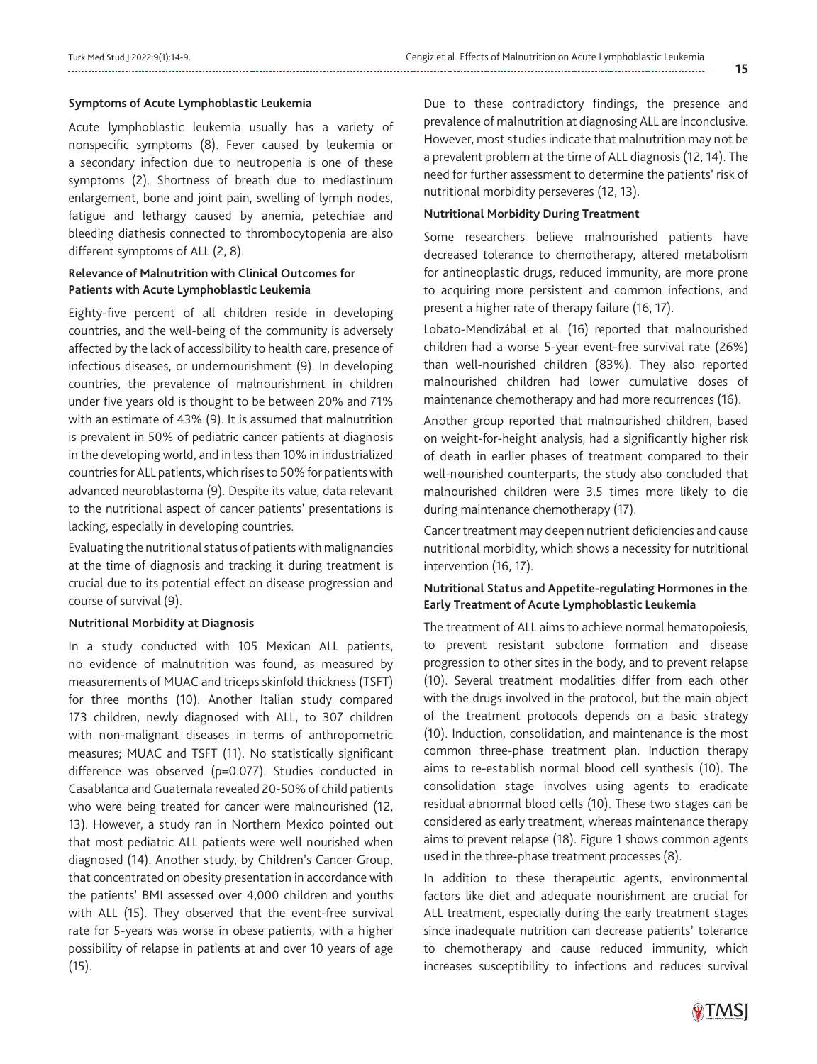**Symptoms of Acute Lymphoblastic Leukemia**

Acute lymphoblastic leukemia usually has a variety of nonspecific symptoms (8). Fever caused by leukemia or a secondary infection due to neutropenia is one of these symptoms (2). Shortness of breath due to mediastinum enlargement, bone and joint pain, swelling of lymph nodes, fatigue and lethargy caused by anemia, petechiae and bleeding diathesis connected to thrombocytopenia are also different symptoms of ALL (2, 8).

**Relevance of Malnutrition with Clinical Outcomes for Patients with Acute Lymphoblastic Leukemia**

Eighty-five percent of all children reside in developing countries, and the well-being of the community is adversely affected by the lack of accessibility to health care, presence of infectious diseases, or undernourishment (9). In developing countries, the prevalence of malnourishment in children under five years old is thought to be between 20% and 71% with an estimate of 43% (9). It is assumed that malnutrition is prevalent in 50% of pediatric cancer patients at diagnosis in the developing world, and in less than 10% in industrialized countries for ALL patients, which rises to 50% for patients with advanced neuroblastoma (9). Despite its value, data relevant to the nutritional aspect of cancer patients' presentations is lacking, especially in developing countries.

Evaluating the nutritional status of patients with malignancies at the time of diagnosis and tracking it during treatment is crucial due to its potential effect on disease progression and course of survival (9).

**Nutritional Morbidity at Diagnosis**

In a study conducted with 105 Mexican ALL patients, no evidence of malnutrition was found, as measured by measurements of MUAC and triceps skinfold thickness (TSFT) for three months (10). Another Italian study compared 173 children, newly diagnosed with ALL, to 307 children with non-malignant diseases in terms of anthropometric measures; MUAC and TSFT (11). No statistically significant difference was observed ($p=0.077$). Studies conducted in Casablanca and Guatemala revealed 20-50% of child patients who were being treated for cancer were malnourished (12, 13). However, a study ran in Northern Mexico pointed out that most pediatric ALL patients were well nourished when diagnosed (14). Another study, by Children's Cancer Group, that concentrated on obesity presentation in accordance with the patients' BMI assessed over 4,000 children and youths with ALL (15). They observed that the event-free survival rate for 5-years was worse in obese patients, with a higher possibility of relapse in patients at and over 10 years of age (15).

Due to these contradictory findings, the presence and prevalence of malnutrition at diagnosing ALL are inconclusive. However, most studies indicate that malnutrition may not be a prevalent problem at the time of ALL diagnosis (12, 14). The need for further assessment to determine the patients' risk of nutritional morbidity perseveres (12, 13).

**Nutritional Morbidity During Treatment**

Some researchers believe malnourished patients have decreased tolerance to chemotherapy, altered metabolism for antineoplastic drugs, reduced immunity, are more prone to acquiring more persistent and common infections, and present a higher rate of therapy failure (16, 17).

Lobato-Mendizábal et al. (16) reported that malnourished children had a worse 5-year event-free survival rate (26%) than well-nourished children (83%). They also reported malnourished children had lower cumulative doses of maintenance chemotherapy and had more recurrences (16).

Another group reported that malnourished children, based on weight-for-height analysis, had a significantly higher risk of death in earlier phases of treatment compared to their well-nourished counterparts, the study also concluded that malnourished children were 3.5 times more likely to die during maintenance chemotherapy (17).

Cancer treatment may deepen nutrient deficiencies and cause nutritional morbidity, which shows a necessity for nutritional intervention (16, 17).

**Nutritional Status and Appetite-regulating Hormones in the Early Treatment of Acute Lymphoblastic Leukemia**

The treatment of ALL aims to achieve normal hematopoiesis, to prevent resistant subclone formation and disease progression to other sites in the body, and to prevent relapse (10). Several treatment modalities differ from each other with the drugs involved in the protocol, but the main object of the treatment protocols depends on a basic strategy (10). Induction, consolidation, and maintenance is the most common three-phase treatment plan. Induction therapy aims to re-establish normal blood cell synthesis (10). The consolidation stage involves using agents to eradicate residual abnormal blood cells (10). These two stages can be considered as early treatment, whereas maintenance therapy aims to prevent relapse (18). Figure 1 shows common agents used in the three-phase treatment processes (8).

In addition to these therapeutic agents, environmental factors like diet and adequate nourishment are crucial for ALL treatment, especially during the early treatment stages since inadequate nutrition can decrease patients' tolerance to chemotherapy and cause reduced immunity, which increases susceptibility to infections and reduces survival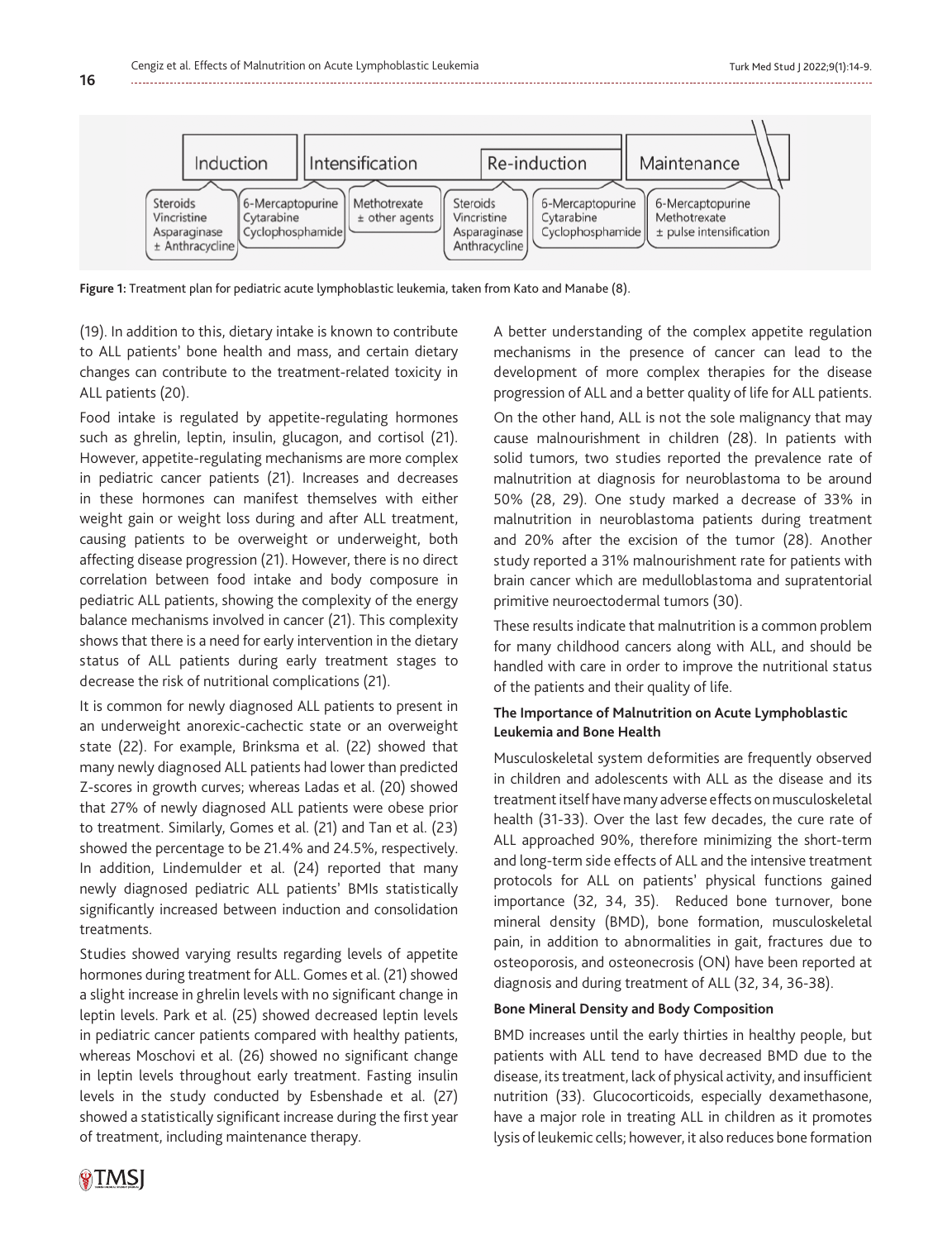| Induction | Intensification | | Re-induction | | Maintenance |
|---|---|---|---|---|---|
| Steroids Vincristine Asparaginase ± Anthracycline | 6-Mercaptopurine Cytarabine Cyclophosphamide | Methotrexate ± other agents | Steroids Vincristine Asparaginase Anthracycline | 6-Mercaptopurine Cytarabine Cyclophosphamide | 6-Mercaptopurine Methotrexate ± pulse intensification |

**Figure 1:** Treatment plan for pediatric acute lymphoblastic leukemia, taken from Kato and Manabe (8).

(19). In addition to this, dietary intake is known to contribute to ALL patients' bone health and mass, and certain dietary changes can contribute to the treatment-related toxicity in ALL patients (20).

Food intake is regulated by appetite-regulating hormones such as ghrelin, leptin, insulin, glucagon, and cortisol (21). However, appetite-regulating mechanisms are more complex in pediatric cancer patients (21). Increases and decreases in these hormones can manifest themselves with either weight gain or weight loss during and after ALL treatment, causing patients to be overweight or underweight, both affecting disease progression (21). However, there is no direct correlation between food intake and body composure in pediatric ALL patients, showing the complexity of the energy balance mechanisms involved in cancer (21). This complexity shows that there is a need for early intervention in the dietary status of ALL patients during early treatment stages to decrease the risk of nutritional complications (21).

It is common for newly diagnosed ALL patients to present in an underweight anorexic-cachectic state or an overweight state (22). For example, Brinksma et al. (22) showed that many newly diagnosed ALL patients had lower than predicted Z-scores in growth curves; whereas Ladas et al. (20) showed that 27% of newly diagnosed ALL patients were obese prior to treatment. Similarly, Gomes et al. (21) and Tan et al. (23) showed the percentage to be 21.4% and 24.5%, respectively. In addition, Lindemulder et al. (24) reported that many newly diagnosed pediatric ALL patients' BMIs statistically significantly increased between induction and consolidation treatments.

Studies showed varying results regarding levels of appetite hormones during treatment for ALL. Gomes et al. (21) showed a slight increase in ghrelin levels with no significant change in leptin levels. Park et al. (25) showed decreased leptin levels in pediatric cancer patients compared with healthy patients, whereas Moschovi et al. (26) showed no significant change in leptin levels throughout early treatment. Fasting insulin levels in the study conducted by Esbenshade et al. (27) showed a statistically significant increase during the first year of treatment, including maintenance therapy.

A better understanding of the complex appetite regulation mechanisms in the presence of cancer can lead to the development of more complex therapies for the disease progression of ALL and a better quality of life for ALL patients.

On the other hand, ALL is not the sole malignancy that may cause malnourishment in children (28). In patients with solid tumors, two studies reported the prevalence rate of malnutrition at diagnosis for neuroblastoma to be around 50% (28, 29). One study marked a decrease of 33% in malnutrition in neuroblastoma patients during treatment and 20% after the excision of the tumor (28). Another study reported a 31% malnourishment rate for patients with brain cancer which are medulloblastoma and supratentorial primitive neuroectodermal tumors (30).

These results indicate that malnutrition is a common problem for many childhood cancers along with ALL, and should be handled with care in order to improve the nutritional status of the patients and their quality of life.

#### The Importance of Malnutrition on Acute Lymphoblastic Leukemia and Bone Health

Musculoskeletal system deformities are frequently observed in children and adolescents with ALL as the disease and its treatment itself have many adverse effects on musculoskeletal health (31-33). Over the last few decades, the cure rate of ALL approached 90%, therefore minimizing the short-term and long-term side effects of ALL and the intensive treatment protocols for ALL on patients' physical functions gained importance (32, 34, 35). Reduced bone turnover, bone mineral density (BMD), bone formation, musculoskeletal pain, in addition to abnormalities in gait, fractures due to osteoporosis, and osteonecrosis (ON) have been reported at diagnosis and during treatment of ALL (32, 34, 36-38).

#### Bone Mineral Density and Body Composition

BMD increases until the early thirties in healthy people, but patients with ALL tend to have decreased BMD due to the disease, its treatment, lack of physical activity, and insufficient nutrition (33). Glucocorticoids, especially dexamethasone, have a major role in treating ALL in children as it promotes lysis of leukemic cells; however, it also reduces bone formation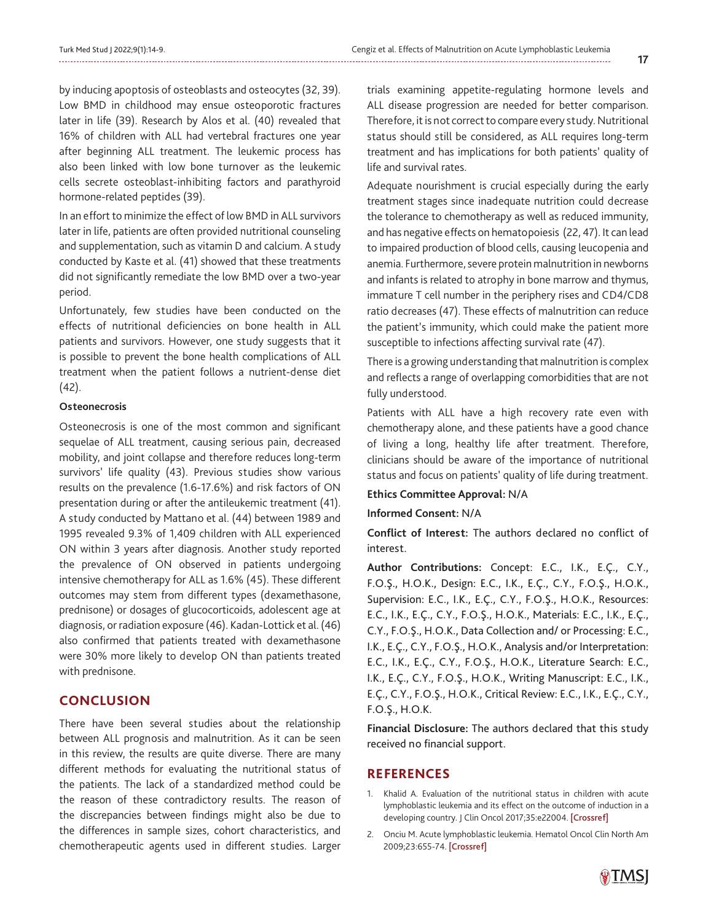by inducing apoptosis of osteoblasts and osteocytes (32, 39). Low BMD in childhood may ensue osteoporotic fractures later in life (39). Research by Alos et al. (40) revealed that 16% of children with ALL had vertebral fractures one year after beginning ALL treatment. The leukemic process has also been linked with low bone turnover as the leukemic cells secrete osteoblast-inhibiting factors and parathyroid hormone-related peptides (39).

In an effort to minimize the effect of low BMD in ALL survivors later in life, patients are often provided nutritional counseling and supplementation, such as vitamin D and calcium. A study conducted by Kaste et al. (41) showed that these treatments did not significantly remediate the low BMD over a two-year period.

Unfortunately, few studies have been conducted on the effects of nutritional deficiencies on bone health in ALL patients and survivors. However, one study suggests that it is possible to prevent the bone health complications of ALL treatment when the patient follows a nutrient-dense diet (42).

### Osteonecrosis

Osteonecrosis is one of the most common and significant sequelae of ALL treatment, causing serious pain, decreased mobility, and joint collapse and therefore reduces long-term survivors' life quality (43). Previous studies show various results on the prevalence (1.6-17.6%) and risk factors of ON presentation during or after the antileukemic treatment (41). A study conducted by Mattano et al. (44) between 1989 and 1995 revealed 9.3% of 1,409 children with ALL experienced ON within 3 years after diagnosis. Another study reported the prevalence of ON observed in patients undergoing intensive chemotherapy for ALL as 1.6% (45). These different outcomes may stem from different types (dexamethasone, prednisone) or dosages of glucocorticoids, adolescent age at diagnosis, or radiation exposure (46). Kadan-Lottick et al. (46) also confirmed that patients treated with dexamethasone were 30% more likely to develop ON than patients treated with prednisone.

## CONCLUSION

There have been several studies about the relationship between ALL prognosis and malnutrition. As it can be seen in this review, the results are quite diverse. There are many different methods for evaluating the nutritional status of the patients. The lack of a standardized method could be the reason of these contradictory results. The reason of the discrepancies between findings might also be due to the differences in sample sizes, cohort characteristics, and chemotherapeutic agents used in different studies. Larger trials examining appetite-regulating hormone levels and ALL disease progression are needed for better comparison. Therefore, it is not correct to compare every study. Nutritional status should still be considered, as ALL requires long-term treatment and has implications for both patients' quality of life and survival rates.

Adequate nourishment is crucial especially during the early treatment stages since inadequate nutrition could decrease the tolerance to chemotherapy as well as reduced immunity, and has negative effects on hematopoiesis (22, 47). It can lead to impaired production of blood cells, causing leucopenia and anemia. Furthermore, severe protein malnutrition in newborns and infants is related to atrophy in bone marrow and thymus, immature T cell number in the periphery rises and CD4/CD8 ratio decreases (47). These effects of malnutrition can reduce the patient's immunity, which could make the patient more susceptible to infections affecting survival rate (47).

There is a growing understanding that malnutrition is complex and reflects a range of overlapping comorbidities that are not fully understood.

Patients with ALL have a high recovery rate even with chemotherapy alone, and these patients have a good chance of living a long, healthy life after treatment. Therefore, clinicians should be aware of the importance of nutritional status and focus on patients' quality of life during treatment.

**Ethics Committee Approval:** N/A

**Informed Consent:** N/A

**Conflict of Interest:** The authors declared no conflict of interest.

**Author Contributions:** Concept: E.C., I.K., E.Ç., C.Y., F.O.Ş., H.O.K., Design: E.C., I.K., E.Ç., C.Y., F.O.Ş., H.O.K., Supervision: E.C., I.K., E.Ç., C.Y., F.O.Ş., H.O.K., Resources: E.C., I.K., E.Ç., C.Y., F.O.Ş., H.O.K., Materials: E.C., I.K., E.Ç., C.Y., F.O.Ş., H.O.K., Data Collection and/ or Processing: E.C., I.K., E.Ç., C.Y., F.O.Ş., H.O.K., Analysis and/or Interpretation: E.C., I.K., E.Ç., C.Y., F.O.Ş., H.O.K., Literature Search: E.C., I.K., E.Ç., C.Y., F.O.Ş., H.O.K., Writing Manuscript: E.C., I.K., E.Ç., C.Y., F.O.Ş., H.O.K., Critical Review: E.C., I.K., E.Ç., C.Y., F.O.Ş., H.O.K.

**Financial Disclosure:** The authors declared that this study received no financial support.

## REFERENCES

1. Khalid A. Evaluation of the nutritional status in children with acute lymphoblastic leukemia and its effect on the outcome of induction in a developing country. J Clin Oncol 2017;35:e22004. [Crossref]
2. Onciu M. Acute lymphoblastic leukemia. Hematol Oncol Clin North Am 2009;23:655-74. [Crossref]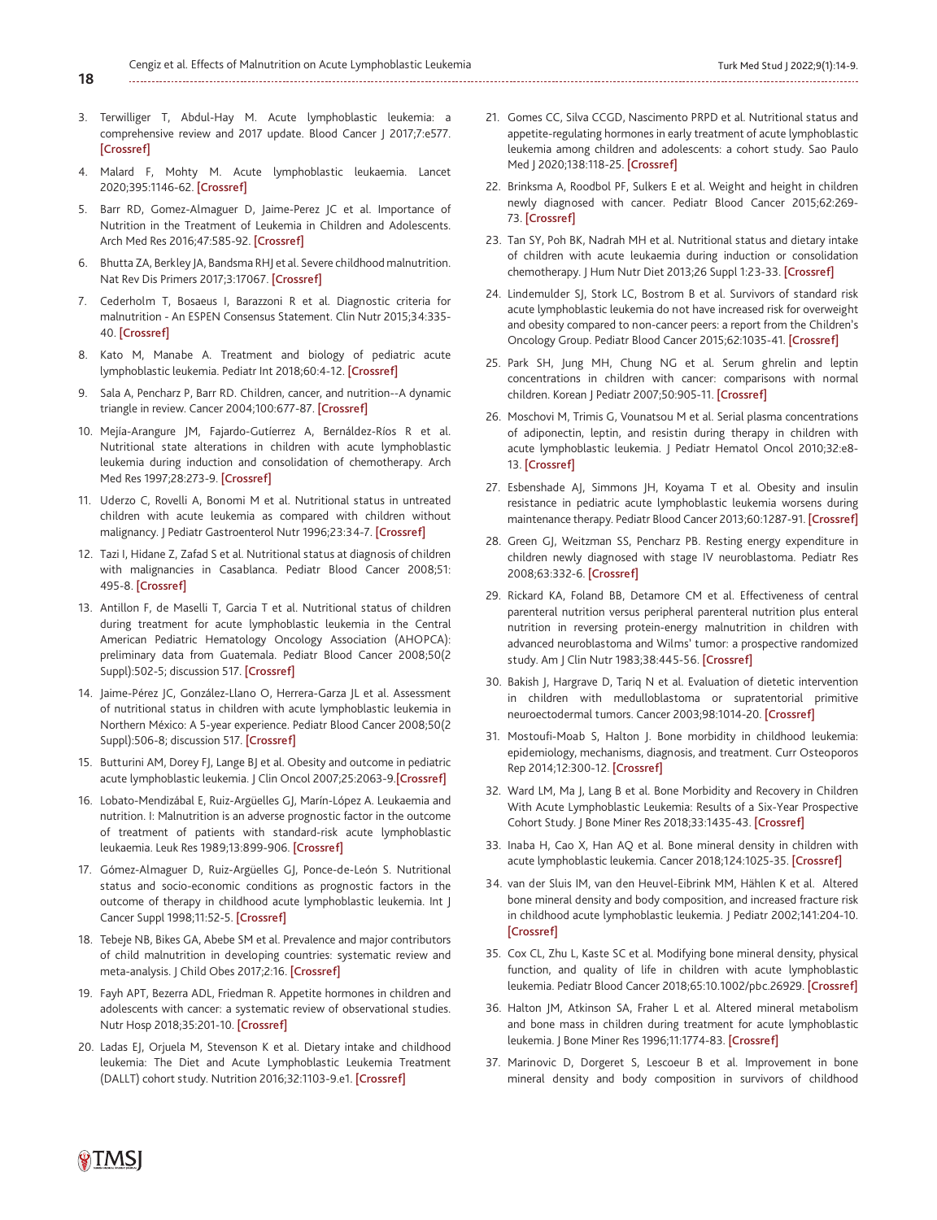3. Terwilliger T, Abdul-Hay M. Acute lymphoblastic leukemia: a comprehensive review and 2017 update. Blood Cancer J 2017;7:e577. [Crossref]

4. Malard F, Mohty M. Acute lymphoblastic leukaemia. Lancet 2020;395:1146-62. [Crossref]

5. Barr RD, Gomez-Almaguer D, Jaime-Perez JC et al. Importance of Nutrition in the Treatment of Leukemia in Children and Adolescents. Arch Med Res 2016;47:585-92. [Crossref]

6. Bhutta ZA, Berkley JA, Bandsma RHJ et al. Severe childhood malnutrition. Nat Rev Dis Primers 2017;3:17067. [Crossref]

7. Cederholm T, Bosaeus I, Barazzoni R et al. Diagnostic criteria for malnutrition - An ESPEN Consensus Statement. Clin Nutr 2015;34:335-40. [Crossref]

8. Kato M, Manabe A. Treatment and biology of pediatric acute lymphoblastic leukemia. Pediatr Int 2018;60:4-12. [Crossref]

9. Sala A, Pencharz P, Barr RD. Children, cancer, and nutrition--A dynamic triangle in review. Cancer 2004;100:677-87. [Crossref]

10. Mejía-Arangure JM, Fajardo-Gutíerrez A, Bernáldez-Ríos R et al. Nutritional state alterations in children with acute lymphoblastic leukemia during induction and consolidation of chemotherapy. Arch Med Res 1997;28:273-9. [Crossref]

11. Uderzo C, Rovelli A, Bonomi M et al. Nutritional status in untreated children with acute leukemia as compared with children without malignancy. J Pediatr Gastroenterol Nutr 1996;23:34-7. [Crossref]

12. Tazi I, Hidane Z, Zafad S et al. Nutritional status at diagnosis of children with malignancies in Casablanca. Pediatr Blood Cancer 2008;51: 495-8. [Crossref]

13. Antillon F, de Maselli T, Garcia T et al. Nutritional status of children during treatment for acute lymphoblastic leukemia in the Central American Pediatric Hematology Oncology Association (AHOPCA): preliminary data from Guatemala. Pediatr Blood Cancer 2008;50(2 Suppl):502-5; discussion 517. [Crossref]

14. Jaime-Pérez JC, González-Llano O, Herrera-Garza JL et al. Assessment of nutritional status in children with acute lymphoblastic leukemia in Northern México: A 5-year experience. Pediatr Blood Cancer 2008;50(2 Suppl):506-8; discussion 517. [Crossref]

15. Butturini AM, Dorey FJ, Lange BJ et al. Obesity and outcome in pediatric acute lymphoblastic leukemia. J Clin Oncol 2007;25:2063-9.[Crossref]

16. Lobato-Mendizábal E, Ruiz-Argüelles GJ, Marín-López A. Leukaemia and nutrition. I: Malnutrition is an adverse prognostic factor in the outcome of treatment of patients with standard-risk acute lymphoblastic leukaemia. Leuk Res 1989;13:899-906. [Crossref]

17. Gómez-Almaguer D, Ruiz-Argüelles GJ, Ponce-de-León S. Nutritional status and socio-economic conditions as prognostic factors in the outcome of therapy in childhood acute lymphoblastic leukemia. Int J Cancer Suppl 1998;11:52-5. [Crossref]

18. Tebeje NB, Bikes GA, Abebe SM et al. Prevalence and major contributors of child malnutrition in developing countries: systematic review and meta-analysis. J Child Obes 2017;2:16. [Crossref]

19. Fayh APT, Bezerra ADL, Friedman R. Appetite hormones in children and adolescents with cancer: a systematic review of observational studies. Nutr Hosp 2018;35:201-10. [Crossref]

20. Ladas EJ, Orjuela M, Stevenson K et al. Dietary intake and childhood leukemia: The Diet and Acute Lymphoblastic Leukemia Treatment (DALLT) cohort study. Nutrition 2016;32:1103-9.e1. [Crossref]

21. Gomes CC, Silva CCGD, Nascimento PRPD et al. Nutritional status and appetite-regulating hormones in early treatment of acute lymphoblastic leukemia among children and adolescents: a cohort study. Sao Paulo Med J 2020;138:118-25. [Crossref]

22. Brinksma A, Roodbol PF, Sulkers E et al. Weight and height in children newly diagnosed with cancer. Pediatr Blood Cancer 2015;62:269-73. [Crossref]

23. Tan SY, Poh BK, Nadrah MH et al. Nutritional status and dietary intake of children with acute leukaemia during induction or consolidation chemotherapy. J Hum Nutr Diet 2013;26 Suppl 1:23-33. [Crossref]

24. Lindemulder SJ, Stork LC, Bostrom B et al. Survivors of standard risk acute lymphoblastic leukemia do not have increased risk for overweight and obesity compared to non-cancer peers: a report from the Children's Oncology Group. Pediatr Blood Cancer 2015;62:1035-41. [Crossref]

25. Park SH, Jung MH, Chung NG et al. Serum ghrelin and leptin concentrations in children with cancer: comparisons with normal children. Korean J Pediatr 2007;50:905-11. [Crossref]

26. Moschovi M, Trimis G, Vounatsou M et al. Serial plasma concentrations of adiponectin, leptin, and resistin during therapy in children with acute lymphoblastic leukemia. J Pediatr Hematol Oncol 2010;32:e8-13. [Crossref]

27. Esbenshade AJ, Simmons JH, Koyama T et al. Obesity and insulin resistance in pediatric acute lymphoblastic leukemia worsens during maintenance therapy. Pediatr Blood Cancer 2013;60:1287-91. [Crossref]

28. Green GJ, Weitzman SS, Pencharz PB. Resting energy expenditure in children newly diagnosed with stage IV neuroblastoma. Pediatr Res 2008;63:332-6. [Crossref]

29. Rickard KA, Foland BB, Detamore CM et al. Effectiveness of central parenteral nutrition versus peripheral parenteral nutrition plus enteral nutrition in reversing protein-energy malnutrition in children with advanced neuroblastoma and Wilms' tumor: a prospective randomized study. Am J Clin Nutr 1983;38:445-56. [Crossref]

30. Bakish J, Hargrave D, Tariq N et al. Evaluation of dietetic intervention in children with medulloblastoma or supratentorial primitive neuroectodermal tumors. Cancer 2003;98:1014-20. [Crossref]

31. Mostoufi-Moab S, Halton J. Bone morbidity in childhood leukemia: epidemiology, mechanisms, diagnosis, and treatment. Curr Osteoporos Rep 2014;12:300-12. [Crossref]

32. Ward LM, Ma J, Lang B et al. Bone Morbidity and Recovery in Children With Acute Lymphoblastic Leukemia: Results of a Six-Year Prospective Cohort Study. J Bone Miner Res 2018;33:1435-43. [Crossref]

33. Inaba H, Cao X, Han AQ et al. Bone mineral density in children with acute lymphoblastic leukemia. Cancer 2018;124:1025-35. [Crossref]

34. van der Sluis IM, van den Heuvel-Eibrink MM, Hählen K et al. Altered bone mineral density and body composition, and increased fracture risk in childhood acute lymphoblastic leukemia. J Pediatr 2002;141:204-10. [Crossref]

35. Cox CL, Zhu L, Kaste SC et al. Modifying bone mineral density, physical function, and quality of life in children with acute lymphoblastic leukemia. Pediatr Blood Cancer 2018;65:10.1002/pbc.26929. [Crossref]

36. Halton JM, Atkinson SA, Fraher L et al. Altered mineral metabolism and bone mass in children during treatment for acute lymphoblastic leukemia. J Bone Miner Res 1996;11:1774-83. [Crossref]

37. Marinovic D, Dorgeret S, Lescoeur B et al. Improvement in bone mineral density and body composition in survivors of childhood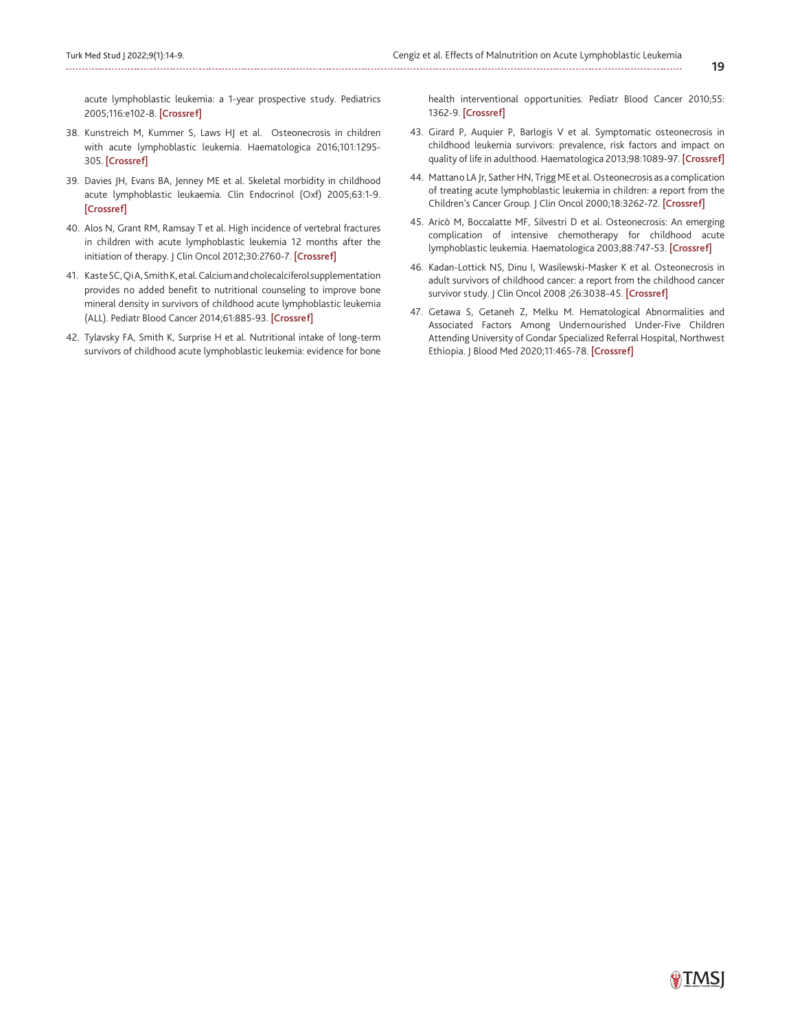acute lymphoblastic leukemia: a 1-year prospective study. Pediatrics 2005;116:e102-8. [Crossref]

38. Kunstreich M, Kummer S, Laws HJ et al. Osteonecrosis in children with acute lymphoblastic leukemia. Haematologica 2016;101:1295-305. [Crossref]

39. Davies JH, Evans BA, Jenney ME et al. Skeletal morbidity in childhood acute lymphoblastic leukaemia. Clin Endocrinol (Oxf) 2005;63:1-9. [Crossref]

40. Alos N, Grant RM, Ramsay T et al. High incidence of vertebral fractures in children with acute lymphoblastic leukemia 12 months after the initiation of therapy. J Clin Oncol 2012;30:2760-7. [Crossref]

41. Kaste SC, Qi A, Smith K, et al. Calcium and cholecalciferol supplementation provides no added benefit to nutritional counseling to improve bone mineral density in survivors of childhood acute lymphoblastic leukemia (ALL). Pediatr Blood Cancer 2014;61:885-93. [Crossref]

42. Tylavsky FA, Smith K, Surprise H et al. Nutritional intake of long-term survivors of childhood acute lymphoblastic leukemia: evidence for bone health interventional opportunities. Pediatr Blood Cancer 2010;55:1362-9. [Crossref]

43. Girard P, Auquier P, Barlogis V et al. Symptomatic osteonecrosis in childhood leukemia survivors: prevalence, risk factors and impact on quality of life in adulthood. Haematologica 2013;98:1089-97. [Crossref]

44. Mattano LA Jr, Sather HN, Trigg ME et al. Osteonecrosis as a complication of treating acute lymphoblastic leukemia in children: a report from the Children's Cancer Group. J Clin Oncol 2000;18:3262-72. [Crossref]

45. Aricò M, Boccalatte MF, Silvestri D et al. Osteonecrosis: An emerging complication of intensive chemotherapy for childhood acute lymphoblastic leukemia. Haematologica 2003;88:747-53. [Crossref]

46. Kadan-Lottick NS, Dinu I, Wasilewski-Masker K et al. Osteonecrosis in adult survivors of childhood cancer: a report from the childhood cancer survivor study. J Clin Oncol 2008 ;26:3038-45. [Crossref]

47. Getawa S, Getaneh Z, Melku M. Hematological Abnormalities and Associated Factors Among Undernourished Under-Five Children Attending University of Gondar Specialized Referral Hospital, Northwest Ethiopia. J Blood Med 2020;11:465-78. [Crossref]